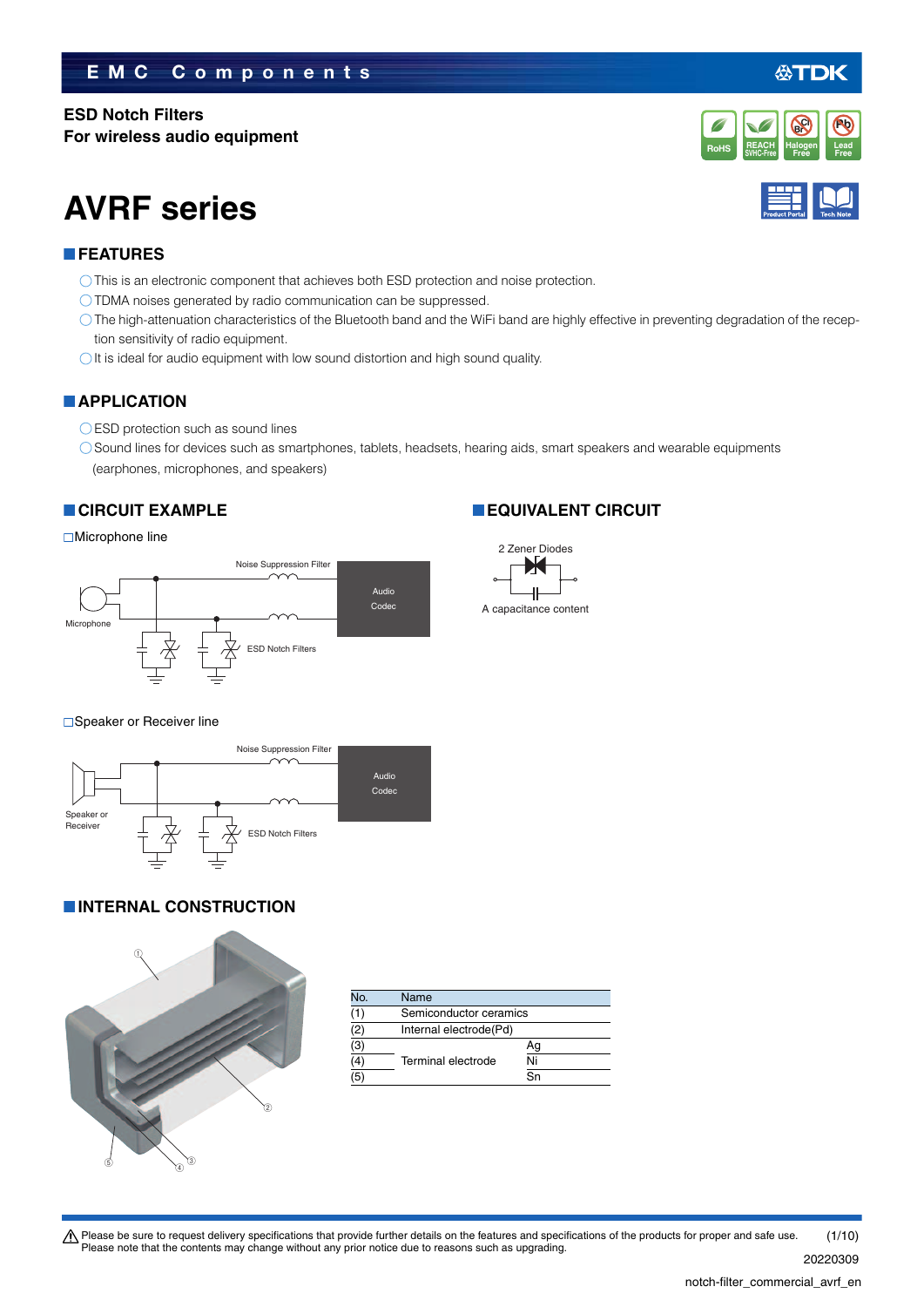# EMC Components

**ESD Notch Filters**
**For wireless audio equipment**

# AVRF series

## FEATURES

- This is an electronic component that achieves both ESD protection and noise protection.
- TDMA noises generated by radio communication can be suppressed.
- The high-attenuation characteristics of the Bluetooth band and the WiFi band are highly effective in preventing degradation of the reception sensitivity of radio equipment.
- It is ideal for audio equipment with low sound distortion and high sound quality.

## APPLICATION

- ESD protection such as sound lines
- Sound lines for devices such as smartphones, tablets, headsets, hearing aids, smart speakers and wearable equipments (earphones, microphones, and speakers)

## CIRCUIT EXAMPLE

□Microphone line

Noise Suppression Filter
Audio Codec
Microphone
ESD Notch Filters

□Speaker or Receiver line

Noise Suppression Filter
Audio Codec
Speaker or Receiver
ESD Notch Filters

## EQUIVALENT CIRCUIT

2 Zener Diodes

A capacitance content

## INTERNAL CONSTRUCTION

| No. | Name | |
|---|---|---|
| (1) | Semiconductor ceramics | |
| (2) | Internal electrode(Pd) | |
| (3) | Terminal electrode | Ag |
| (4) | | Ni |
| (5) | | Sn |

⚠ Please be sure to request delivery specifications that provide further details on the features and specifications of the products for proper and safe use.
Please note that the contents may change without any prior notice due to reasons such as upgrading.

20220309

notch-filter_commercial_avrf_en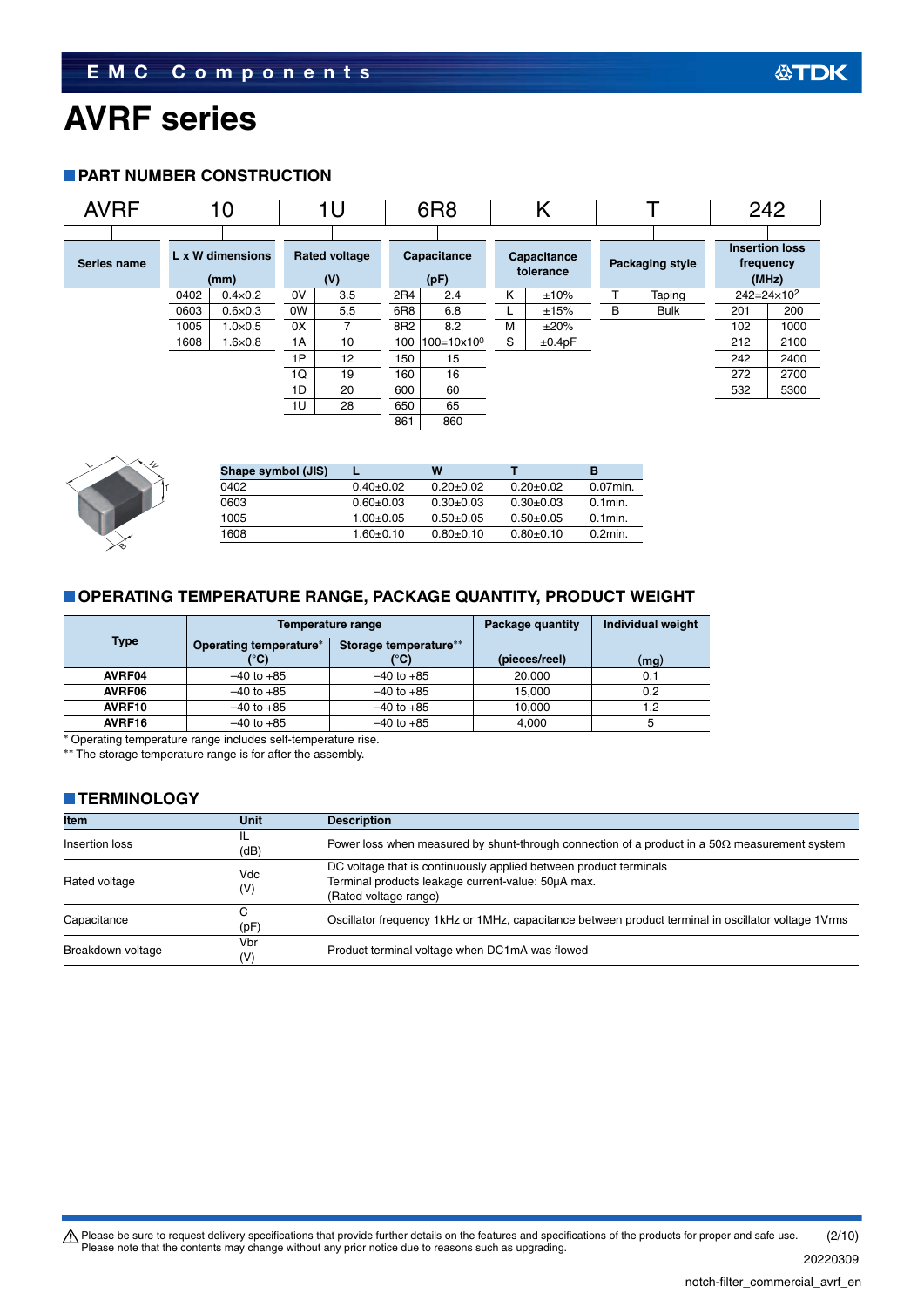# AVRF series

## PART NUMBER CONSTRUCTION

| AVRF | 10 | 1U | 6R8 | K | T | 242 |
|---|---|---|---|---|---|---|
| Series name | L x W dimensions (mm) | Rated voltage (V) | Capacitance (pF) | Capacitance tolerance | Packaging style | Insertion loss frequency (MHz) |

**L x W dimensions (mm)**

| Code | Dimensions |
|---|---|
| 0402 | 0.4×0.2 |
| 0603 | 0.6×0.3 |
| 1005 | 1.0×0.5 |
| 1608 | 1.6×0.8 |

**Rated voltage (V)**

| Code | Voltage |
|---|---|
| 0V | 3.5 |
| 0W | 5.5 |
| 0X | 7 |
| 1A | 10 |
| 1P | 12 |
| 1Q | 19 |
| 1D | 20 |
| 1U | 28 |

**Capacitance (pF)**

| Code | Capacitance |
|---|---|
| 2R4 | 2.4 |
| 6R8 | 6.8 |
| 8R2 | 8.2 |
| 100 | $100 = 10 \times 10^0$ |
| 150 | 15 |
| 160 | 16 |
| 600 | 60 |
| 650 | 65 |
| 861 | 860 |

**Capacitance tolerance**

| Code | Tolerance |
|---|---|
| K | ±10% |
| L | ±15% |
| M | ±20% |
| S | ±0.4pF |

**Packaging style**

| Code | Style |
|---|---|
| T | Taping |
| B | Bulk |

**Insertion loss frequency (MHz)**

$242 = 24 \times 10^2$

| Code | Frequency |
|---|---|
| 201 | 200 |
| 102 | 1000 |
| 212 | 2100 |
| 242 | 2400 |
| 272 | 2700 |
| 532 | 5300 |

| Shape symbol (JIS) | L | W | T | B |
|---|---|---|---|---|
| 0402 | 0.40±0.02 | 0.20±0.02 | 0.20±0.02 | 0.07min. |
| 0603 | 0.60±0.03 | 0.30±0.03 | 0.30±0.03 | 0.1min. |
| 1005 | 1.00±0.05 | 0.50±0.05 | 0.50±0.05 | 0.1min. |
| 1608 | 1.60±0.10 | 0.80±0.10 | 0.80±0.10 | 0.2min. |

## OPERATING TEMPERATURE RANGE, PACKAGE QUANTITY, PRODUCT WEIGHT

| Type | Temperature range | | Package quantity | Individual weight |
|---|---|---|---|---|
| | Operating temperature* (°C) | Storage temperature** (°C) | (pieces/reel) | (mg) |
| AVRF04 | –40 to +85 | –40 to +85 | 20,000 | 0.1 |
| AVRF06 | –40 to +85 | –40 to +85 | 15,000 | 0.2 |
| AVRF10 | –40 to +85 | –40 to +85 | 10,000 | 1.2 |
| AVRF16 | –40 to +85 | –40 to +85 | 4,000 | 5 |

\* Operating temperature range includes self-temperature rise.

\*\* The storage temperature range is for after the assembly.

## TERMINOLOGY

| Item | Unit | Description |
|---|---|---|
| Insertion loss | IL (dB) | Power loss when measured by shunt-through connection of a product in a 50Ω measurement system |
| Rated voltage | Vdc (V) | DC voltage that is continuously applied between product terminals<br>Terminal products leakage current-value: 50μA max.<br>(Rated voltage range) |
| Capacitance | C (pF) | Oscillator frequency 1kHz or 1MHz, capacitance between product terminal in oscillator voltage 1Vrms |
| Breakdown voltage | Vbr (V) | Product terminal voltage when DC1mA was flowed |

⚠ Please be sure to request delivery specifications that provide further details on the features and specifications of the products for proper and safe use. Please note that the contents may change without any prior notice due to reasons such as upgrading.

20220309

notch-filter_commercial_avrf_en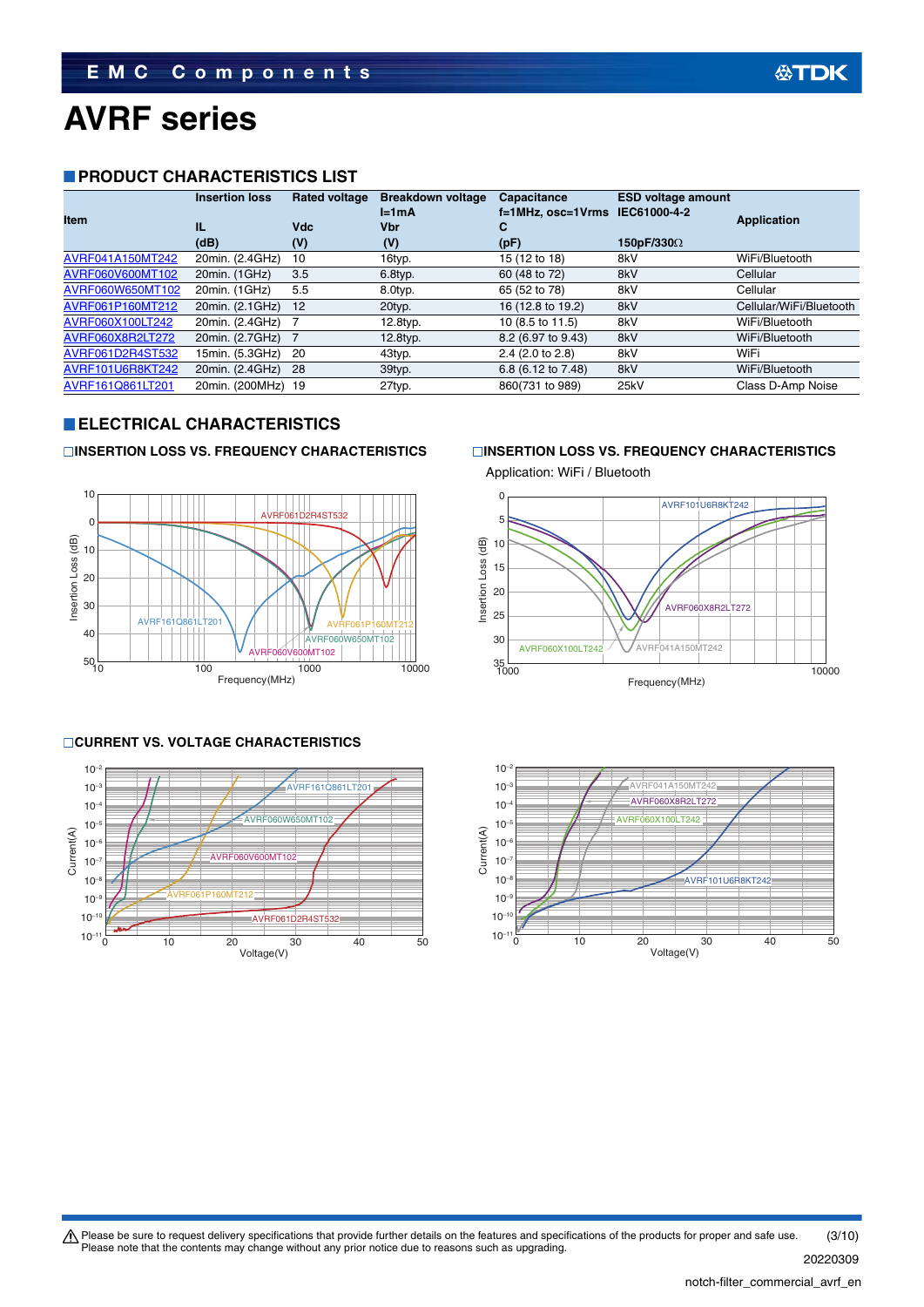# AVRF series

## PRODUCT CHARACTERISTICS LIST

| Item | Insertion loss<br>IL<br>(dB) | Rated voltage<br>Vdc<br>(V) | Breakdown voltage<br>I=1mA<br>Vbr<br>(V) | Capacitance<br>f=1MHz, osc=1Vrms<br>C<br>(pF) | ESD voltage amount<br>IEC61000-4-2<br>150pF/330Ω | Application |
|---|---|---|---|---|---|---|
| AVRF041A150MT242 | 20min. (2.4GHz) | 10 | 16typ. | 15 (12 to 18) | 8kV | WiFi/Bluetooth |
| AVRF060V600MT102 | 20min. (1GHz) | 3.5 | 6.8typ. | 60 (48 to 72) | 8kV | Cellular |
| AVRF060W650MT102 | 20min. (1GHz) | 5.5 | 8.0typ. | 65 (52 to 78) | 8kV | Cellular |
| AVRF061P160MT212 | 20min. (2.1GHz) | 12 | 20typ. | 16 (12.8 to 19.2) | 8kV | Cellular/WiFi/Bluetooth |
| AVRF060X100LT242 | 20min. (2.4GHz) | 7 | 12.8typ. | 10 (8.5 to 11.5) | 8kV | WiFi/Bluetooth |
| AVRF060X8R2LT272 | 20min. (2.7GHz) | 7 | 12.8typ. | 8.2 (6.97 to 9.43) | 8kV | WiFi/Bluetooth |
| AVRF061D2R4ST532 | 15min. (5.3GHz) | 20 | 43typ. | 2.4 (2.0 to 2.8) | 8kV | WiFi |
| AVRF101U6R8KT242 | 20min. (2.4GHz) | 28 | 39typ. | 6.8 (6.12 to 7.48) | 8kV | WiFi/Bluetooth |
| AVRF161Q861LT201 | 20min. (200MHz) | 19 | 27typ. | 860(731 to 989) | 25kV | Class D-Amp Noise |

## ELECTRICAL CHARACTERISTICS

### □INSERTION LOSS VS. FREQUENCY CHARACTERISTICS

### □INSERTION LOSS VS. FREQUENCY CHARACTERISTICS

Application: WiFi / Bluetooth

### □CURRENT VS. VOLTAGE CHARACTERISTICS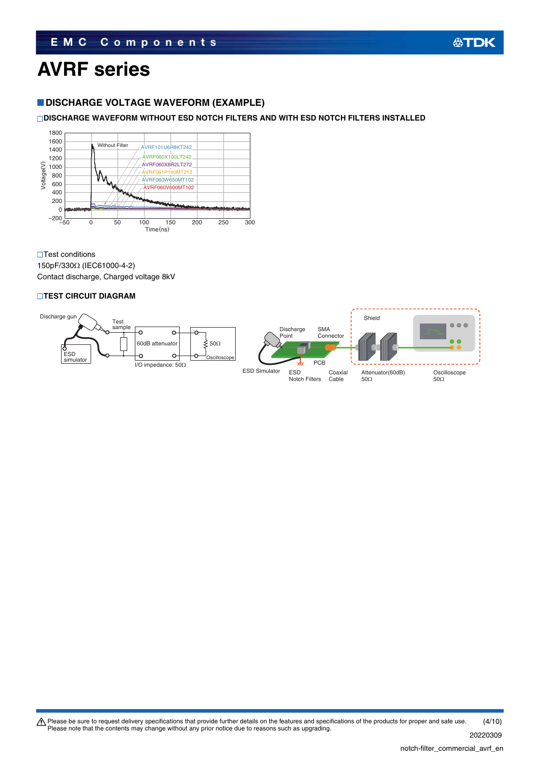# AVRF series

## ■ DISCHARGE VOLTAGE WAVEFORM (EXAMPLE)

### □DISCHARGE WAVEFORM WITHOUT ESD NOTCH FILTERS AND WITH ESD NOTCH FILTERS INSTALLED

Voltage(V)
1800
1600
1400
1200
1000
800
600
400
200
0
−200
−50 0 50 100 150 200 250 300
Time(ns)

Without Filter
AVRF101U6R8KT242
AVRF060X100LT242
AVRF060X8R2LT272
AVRF061P160MT212
AVRF060W650MT102
AVRF060V600MT102

□Test conditions
150pF/330Ω (IEC61000-4-2)
Contact discharge, Charged voltage 8kV

### □TEST CIRCUIT DIAGRAM

Discharge gun
Test sample
60dB attenuator
50Ω
Oscilloscope
ESD simulator
I/O impedance: 50Ω

Shield
Discharge Point
SMA Connector
PCB
ESD Simulator
ESD Notch Filters
Coaxial Cable
Attenuator(60dB) 50Ω
Oscilloscope 50Ω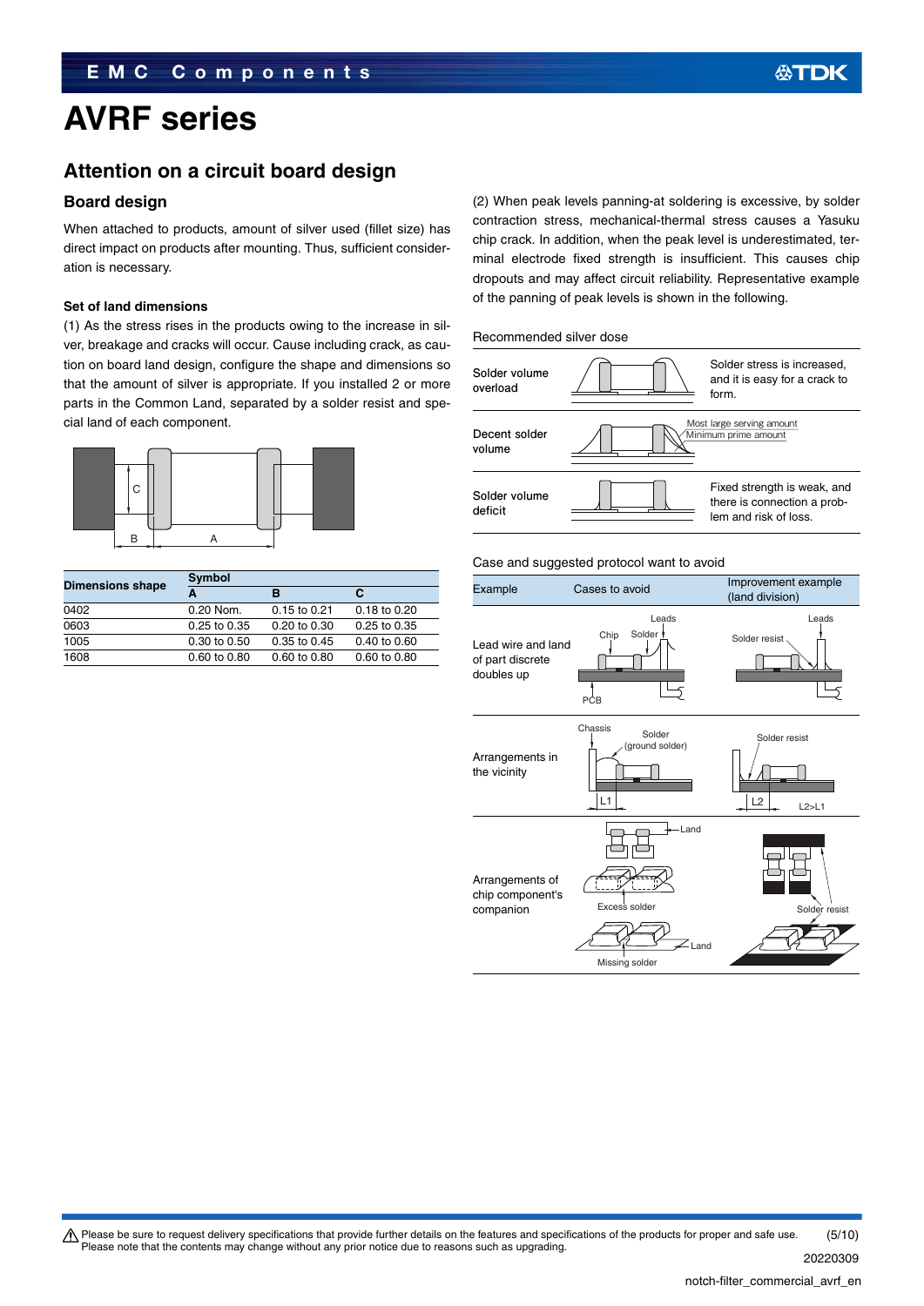# AVRF series

## Attention on a circuit board design

### Board design

When attached to products, amount of silver used (fillet size) has direct impact on products after mounting. Thus, sufficient consideration is necessary.

#### Set of land dimensions

(1) As the stress rises in the products owing to the increase in silver, breakage and cracks will occur. Cause including crack, as caution on board land design, configure the shape and dimensions so that the amount of silver is appropriate. If you installed 2 or more parts in the Common Land, separated by a solder resist and special land of each component.

| Dimensions shape | Symbol | | |
|---|---|---|---|
| | A | B | C |
| 0402 | 0.20 Nom. | 0.15 to 0.21 | 0.18 to 0.20 |
| 0603 | 0.25 to 0.35 | 0.20 to 0.30 | 0.25 to 0.35 |
| 1005 | 0.30 to 0.50 | 0.35 to 0.45 | 0.40 to 0.60 |
| 1608 | 0.60 to 0.80 | 0.60 to 0.80 | 0.60 to 0.80 |

(2) When peak levels panning-at soldering is excessive, by solder contraction stress, mechanical-thermal stress causes a Yasuku chip crack. In addition, when the peak level is underestimated, terminal electrode fixed strength is insufficient. This causes chip dropouts and may affect circuit reliability. Representative example of the panning of peak levels is shown in the following.

Recommended silver dose

| | | |
|---|---|---|
| Solder volume overload | | Solder stress is increased, and it is easy for a crack to form. |
| Decent solder volume | | Most large serving amount / Minimum prime amount |
| Solder volume deficit | | Fixed strength is weak, and there is connection a problem and risk of loss. |

Case and suggested protocol want to avoid

| Example | Cases to avoid | Improvement example (land division) |
|---|---|---|
| Lead wire and land of part discrete doubles up | Chip, Solder, Leads, PCB | Solder resist, Leads |
| Arrangements in the vicinity | Chassis, Solder (ground solder), L1 | Solder resist, L2, L2>L1 |
| Arrangements of chip component's companion | Land, Excess solder, Land, Missing solder | Solder resist |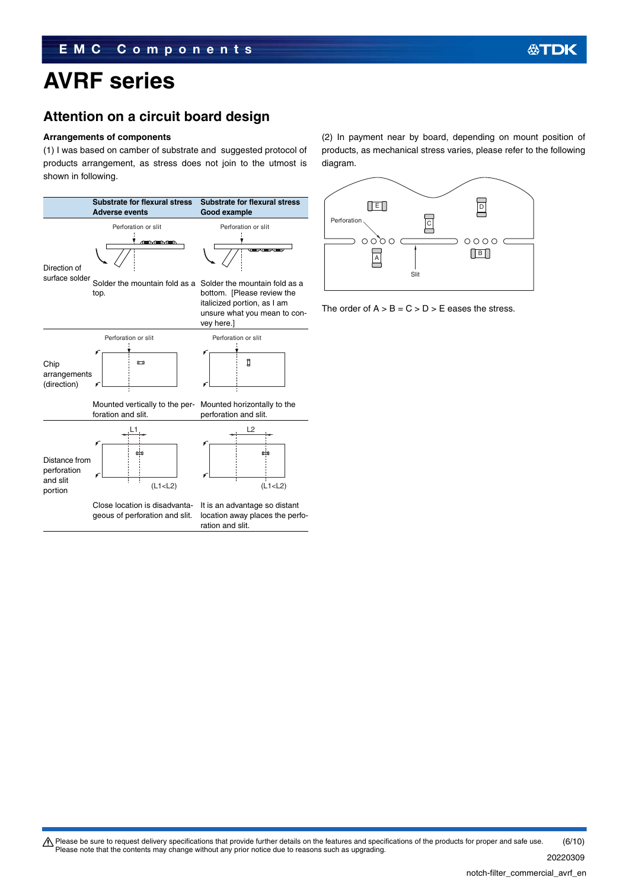# AVRF series

## Attention on a circuit board design

### Arrangements of components

(1) I was based on camber of substrate and suggested protocol of products arrangement, as stress does not join to the utmost is shown in following.

| | Substrate for flexural stress Adverse events | Substrate for flexural stress Good example |
|---|---|---|
| Direction of surface solder | Perforation or slit<br>Solder the mountain fold as a top. | Perforation or slit<br>Solder the mountain fold as a bottom. [Please review the italicized portion, as I am unsure what you mean to convey here.] |
| Chip arrangements (direction) | Perforation or slit<br>Mounted vertically to the perforation and slit. | Perforation or slit<br>Mounted horizontally to the perforation and slit. |
| Distance from perforation and slit portion | L1 (L1<L2)<br>Close location is disadvantageous of perforation and slit. | L2 (L1<L2)<br>It is an advantage so distant location away places the perforation and slit. |

(2) In payment near by board, depending on mount position of products, as mechanical stress varies, please refer to the following diagram.

Perforation

Slit

The order of A > B = C > D > E eases the stress.

Please be sure to request delivery specifications that provide further details on the features and specifications of the products for proper and safe use.
Please note that the contents may change without any prior notice due to reasons such as upgrading.

20220309

notch-filter_commercial_avrf_en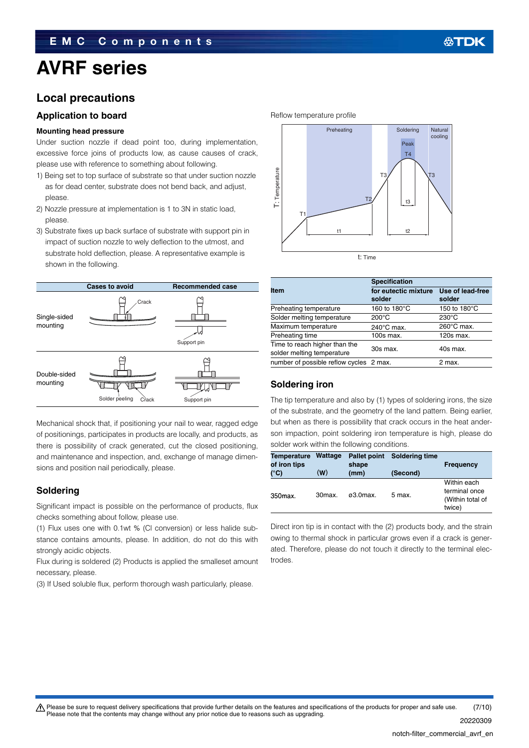# AVRF series

## Local precautions

### Application to board

**Mounting head pressure**

Under suction nozzle if dead point too, during implementation, excessive force joins of products low, as cause causes of crack, please use with reference to something about following.

1) Being set to top surface of substrate so that under suction nozzle as for dead center, substrate does not bend back, and adjust, please.
2) Nozzle pressure at implementation is 1 to 3N in static load, please.
3) Substrate fixes up back surface of substrate with support pin in impact of suction nozzle to wely deflection to the utmost, and substrate hold deflection, please. A representative example is shown in the following.

| | Cases to avoid | Recommended case |
|---|---|---|
| Single-sided mounting | Crack | Support pin |
| Double-sided mounting | Solder peeling, Crack | Support pin |

Mechanical shock that, if positioning your nail to wear, ragged edge of positionings, participates in products are locally, and products, as there is possibility of crack generated, cut the closed positioning, and maintenance and inspection, and, exchange of manage dimensions and position nail periodically, please.

### Soldering

Significant impact is possible on the performance of products, flux checks something about follow, please use.

(1) Flux uses one with 0.1wt % (Cl conversion) or less halide substance contains amounts, please. In addition, do not do this with strongly acidic objects.

Flux during is soldered (2) Products is applied the smalleset amount necessary, please.

(3) If Used soluble flux, perform thorough wash particularly, please.

Reflow temperature profile

| Item | Specification | |
|---|---|---|
| | for eutectic mixture solder | Use of lead-free solder |
| Preheating temperature | 160 to 180°C | 150 to 180°C |
| Solder melting temperature | 200°C | 230°C |
| Maximum temperature | 240°C max. | 260°C max. |
| Preheating time | 100s max. | 120s max. |
| Time to reach higher than the solder melting temperature | 30s max. | 40s max. |
| number of possible reflow cycles | 2 max. | 2 max. |

### Soldering iron

The tip temperature and also by (1) types of soldering irons, the size of the substrate, and the geometry of the land pattern. Being earlier, but when as there is possibility that crack occurs in the heat anderson impaction, point soldering iron temperature is high, please do solder work within the following conditions.

| Temperature of iron tips (°C) | Wattage (W) | Pallet point shape (mm) | Soldering time (Second) | Frequency |
|---|---|---|---|---|
| 350max. | 30max. | ø3.0max. | 5 max. | Within each terminal once (Within total of twice) |

Direct iron tip is in contact with the (2) products body, and the strain owing to thermal shock in particular grows even if a crack is generated. Therefore, please do not touch it directly to the terminal electrodes.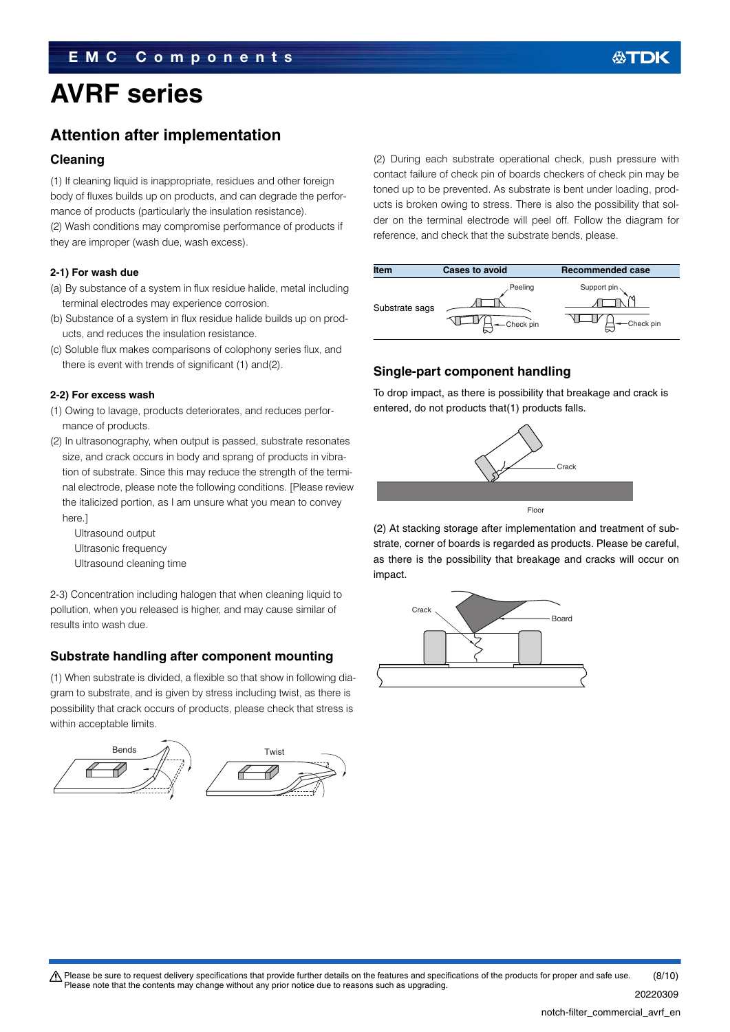# AVRF series

## Attention after implementation

### Cleaning

(1) If cleaning liquid is inappropriate, residues and other foreign body of fluxes builds up on products, and can degrade the performance of products (particularly the insulation resistance).
(2) Wash conditions may compromise performance of products if they are improper (wash due, wash excess).

**2-1) For wash due**

(a) By substance of a system in flux residue halide, metal including terminal electrodes may experience corrosion.
(b) Substance of a system in flux residue halide builds up on products, and reduces the insulation resistance.
(c) Soluble flux makes comparisons of colophony series flux, and there is event with trends of significant (1) and(2).

**2-2) For excess wash**

(1) Owing to lavage, products deteriorates, and reduces performance of products.
(2) In ultrasonography, when output is passed, substrate resonates size, and crack occurs in body and sprang of products in vibration of substrate. Since this may reduce the strength of the terminal electrode, please note the following conditions. [Please review the italicized portion, as I am unsure what you mean to convey here.]
  Ultrasound output
  Ultrasonic frequency
  Ultrasound cleaning time

2-3) Concentration including halogen that when cleaning liquid to pollution, when you released is higher, and may cause similar of results into wash due.

### Substrate handling after component mounting

(1) When substrate is divided, a flexible so that show in following diagram to substrate, and is given by stress including twist, as there is possibility that crack occurs of products, please check that stress is within acceptable limits.

Bends    Twist

(2) During each substrate operational check, push pressure with contact failure of check pin of boards checkers of check pin may be toned up to be prevented. As substrate is bent under loading, products is broken owing to stress. There is also the possibility that solder on the terminal electrode will peel off. Follow the diagram for reference, and check that the substrate bends, please.

| Item | Cases to avoid | Recommended case |
|---|---|---|
| Substrate sags | Peeling, Check pin | Support pin, Check pin |

### Single-part component handling

To drop impact, as there is possibility that breakage and crack is entered, do not products that(1) products falls.

Crack
Floor

(2) At stacking storage after implementation and treatment of substrate, corner of boards is regarded as products. Please be careful, as there is the possibility that breakage and cracks will occur on impact.

Crack    Board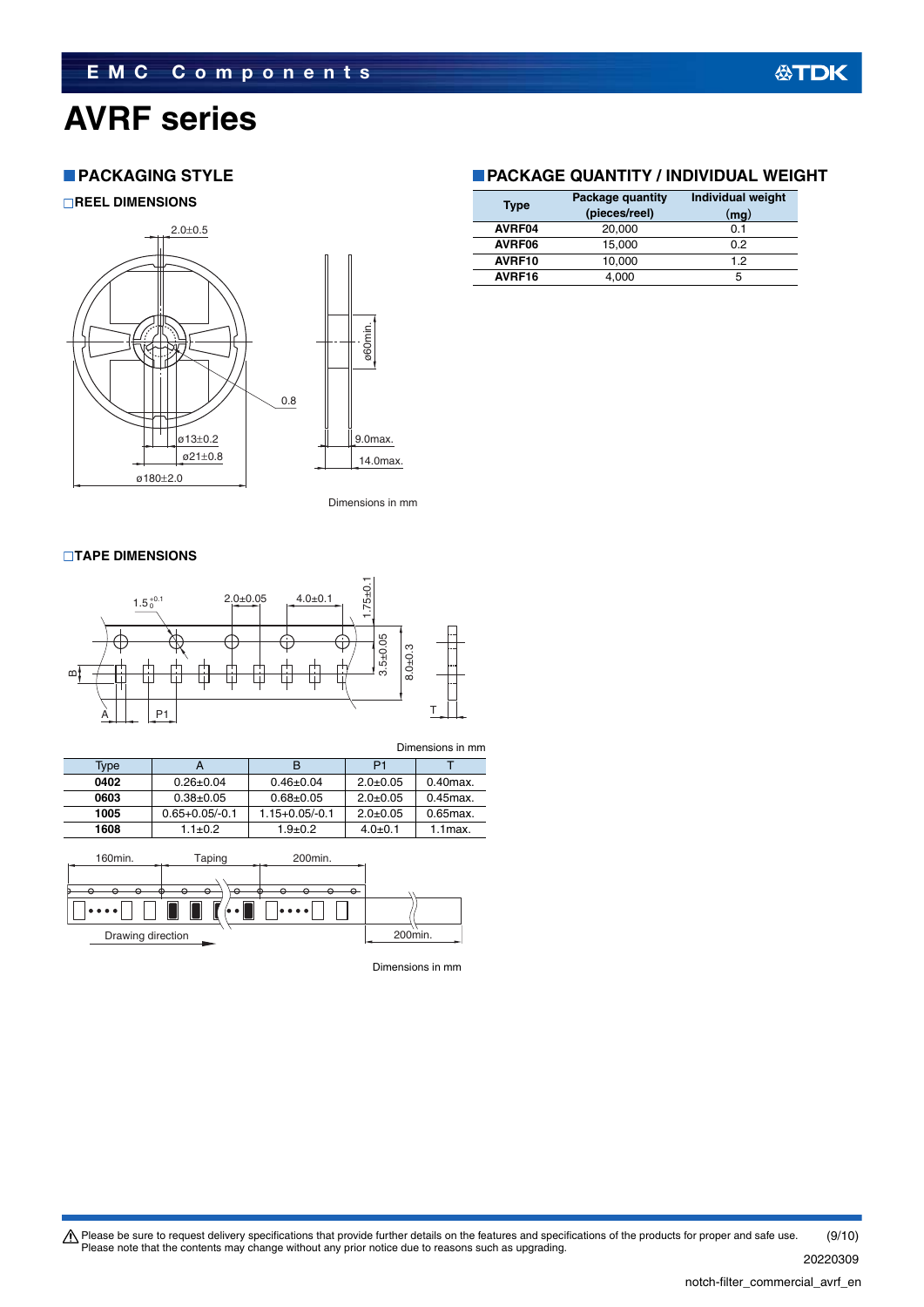# AVRF series

## PACKAGING STYLE

### REEL DIMENSIONS

2.0±0.5

0.8

ø13±0.2

ø21±0.8

ø180±2.0

ø60min.

9.0max.

14.0max.

Dimensions in mm

### TAPE DIMENSIONS

$1.5^{+0.1}_{0}$

2.0±0.05

4.0±0.1

1.75±0.1

3.5±0.05

8.0±0.3

B

A

P1

T

Dimensions in mm

| Type | A | B | P1 | T |
|---|---|---|---|---|
| **0402** | 0.26±0.04 | 0.46±0.04 | 2.0±0.05 | 0.40max. |
| **0603** | 0.38±0.05 | 0.68±0.05 | 2.0±0.05 | 0.45max. |
| **1005** | 0.65+0.05/-0.1 | 1.15+0.05/-0.1 | 2.0±0.05 | 0.65max. |
| **1608** | 1.1±0.2 | 1.9±0.2 | 4.0±0.1 | 1.1max. |

160min. Taping 200min.

Drawing direction

200min.

Dimensions in mm

## PACKAGE QUANTITY / INDIVIDUAL WEIGHT

| Type | Package quantity (pieces/reel) | Individual weight (mg) |
|---|---|---|
| **AVRF04** | 20,000 | 0.1 |
| **AVRF06** | 15,000 | 0.2 |
| **AVRF10** | 10,000 | 1.2 |
| **AVRF16** | 4,000 | 5 |

⚠ Please be sure to request delivery specifications that provide further details on the features and specifications of the products for proper and safe use.
Please note that the contents may change without any prior notice due to reasons such as upgrading.

20220309

notch-filter_commercial_avrf_en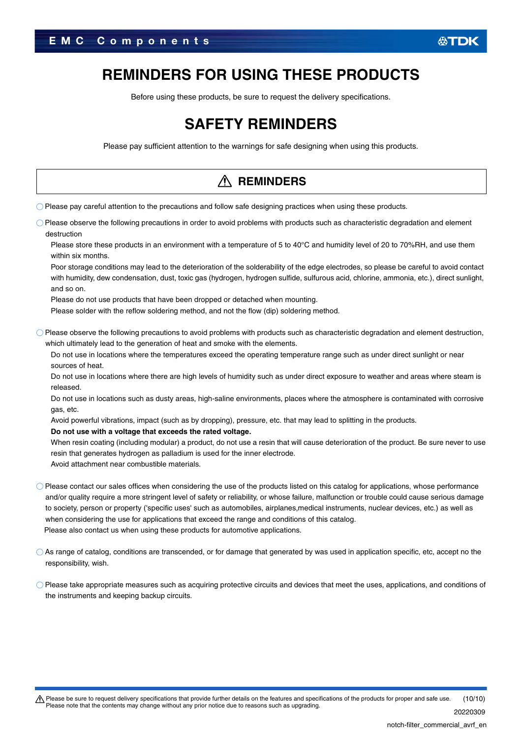# REMINDERS FOR USING THESE PRODUCTS

Before using these products, be sure to request the delivery specifications.

# SAFETY REMINDERS

Please pay sufficient attention to the warnings for safe designing when using this products.

## ⚠ REMINDERS

○ Please pay careful attention to the precautions and follow safe designing practices when using these products.

○ Please observe the following precautions in order to avoid problems with products such as characteristic degradation and element destruction

Please store these products in an environment with a temperature of 5 to 40°C and humidity level of 20 to 70%RH, and use them within six months.

Poor storage conditions may lead to the deterioration of the solderability of the edge electrodes, so please be careful to avoid contact with humidity, dew condensation, dust, toxic gas (hydrogen, hydrogen sulfide, sulfurous acid, chlorine, ammonia, etc.), direct sunlight, and so on.

Please do not use products that have been dropped or detached when mounting.

Please solder with the reflow soldering method, and not the flow (dip) soldering method.

○ Please observe the following precautions to avoid problems with products such as characteristic degradation and element destruction, which ultimately lead to the generation of heat and smoke with the elements.

Do not use in locations where the temperatures exceed the operating temperature range such as under direct sunlight or near sources of heat.

Do not use in locations where there are high levels of humidity such as under direct exposure to weather and areas where steam is released.

Do not use in locations such as dusty areas, high-saline environments, places where the atmosphere is contaminated with corrosive gas, etc.

Avoid powerful vibrations, impact (such as by dropping), pressure, etc. that may lead to splitting in the products.

**Do not use with a voltage that exceeds the rated voltage.**

When resin coating (including modular) a product, do not use a resin that will cause deterioration of the product. Be sure never to use resin that generates hydrogen as palladium is used for the inner electrode.

Avoid attachment near combustible materials.

○ Please contact our sales offices when considering the use of the products listed on this catalog for applications, whose performance and/or quality require a more stringent level of safety or reliability, or whose failure, malfunction or trouble could cause serious damage to society, person or property ('specific uses' such as automobiles, airplanes,medical instruments, nuclear devices, etc.) as well as when considering the use for applications that exceed the range and conditions of this catalog.

Please also contact us when using these products for automotive applications.

○ As range of catalog, conditions are transcended, or for damage that generated by was used in application specific, etc, accept no the responsibility, wish.

○ Please take appropriate measures such as acquiring protective circuits and devices that meet the uses, applications, and conditions of the instruments and keeping backup circuits.

⚠ Please be sure to request delivery specifications that provide further details on the features and specifications of the products for proper and safe use.
Please note that the contents may change without any prior notice due to reasons such as upgrading.

20220309

notch-filter_commercial_avrf_en